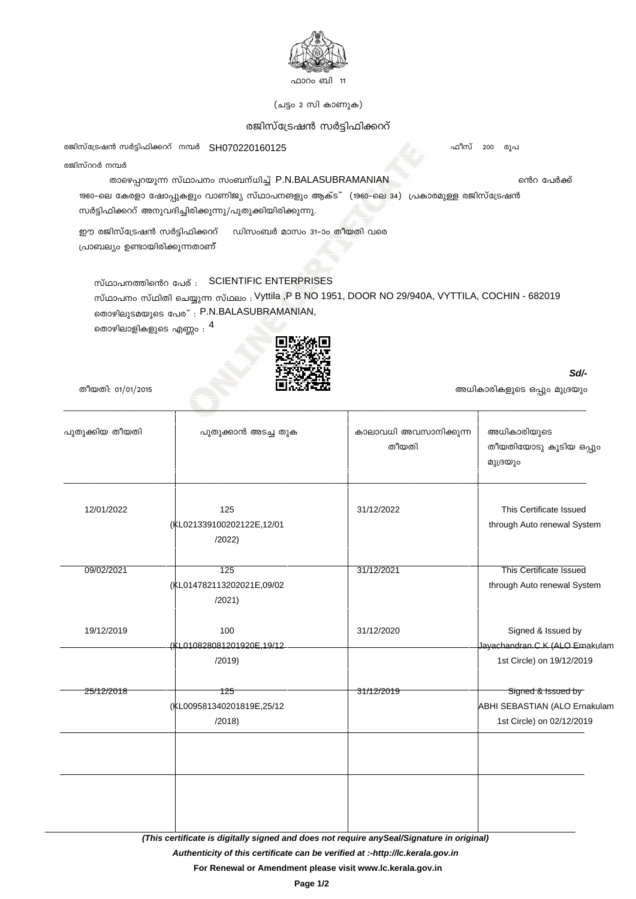ഫാറം ബി 11

(ചട്ടം 2 സി കാണുക)

## രജിസ്ട്രേഷൻ സർട്ടിഫിക്കററ്

രജിസ്ട്രേഷൻ സർട്ടിഫിക്കററ് നമ്പർ SH070220160125 ഫീസ് 200 രൂപ

രജിസ്ററർ നമ്പർ

താഴെപ്പറയുന്ന സ്ഥാപനം സംബന്ധിച്ച് P.N.BALASUBRAMANIAN ൻെറ പേർക്ക് 1960-ലെ കേരളാ ഷോപ്പുകളും വാണിജ്യ സ്ഥാപനങ്ങളും ആക്ട് (1960-ലെ 34) പ്രകാരമുള്ള രജിസ്ട്രേഷൻ സർട്ടിഫിക്കററ് അനുവദിച്ചിരിക്കുന്നു/പുതുക്കിയിരിക്കുന്നു.

ഈ രജിസ്ട്രേഷൻ സർട്ടിഫിക്കററ് ഡിസംബർ മാസം 31-ാം തീയതി വരെ പ്രാബല്യം ഉണ്ടായിരിക്കുന്നതാണ്

സ്ഥാപനത്തിൻെറ പേര് : SCIENTIFIC ENTERPRISES

സ്ഥാപനം സ്ഥിതി ചെയ്യുന്ന സ്ഥലം : Vyttila ,P B NO 1951, DOOR NO 29/940A, VYTTILA, COCHIN - 682019

തൊഴിലുടമയുടെ പേര് : P.N.BALASUBRAMANIAN,

തൊഴിലാളികളുടെ എണ്ണം : 4

തീയതി: 01/01/2015

*Sd/-*

അധികാരികളുടെ ഒപ്പും മുദ്രയും

| പുതുക്കിയ തീയതി | പുതുക്കാൻ അടച്ച തുക | കാലാവധി അവസാനിക്കുന്ന തീയതി | അധികാരിയുടെ തീയതിയോടു കൂടിയ ഒപ്പും മുദ്രയും |
|---|---|---|---|
| 12/01/2022 | 125 (KL021339100202122E,12/01/2022) | 31/12/2022 | This Certificate Issued through Auto renewal System |
| 09/02/2021 | 125 (KL014782113202021E,09/02/2021) | 31/12/2021 | This Certificate Issued through Auto renewal System |
| 19/12/2019 | 100 (KL010828081201920E,19/12/2019) | 31/12/2020 | Signed & Issued by Jayachandran.C.K (ALO Ernakulam 1st Circle) on 19/12/2019 |
| 25/12/2018 | 125 (KL009581340201819E,25/12/2018) | 31/12/2019 | Signed & Issued by ABHI SEBASTIAN (ALO Ernakulam 1st Circle) on 02/12/2019 |
| | | | |
| | | | |

***(This certificate is digitally signed and does not require anySeal/Signature in original)***

***Authenticity of this certificate can be verified at :-http://lc.kerala.gov.in***

**For Renewal or Amendment please visit www.lc.kerala.gov.in**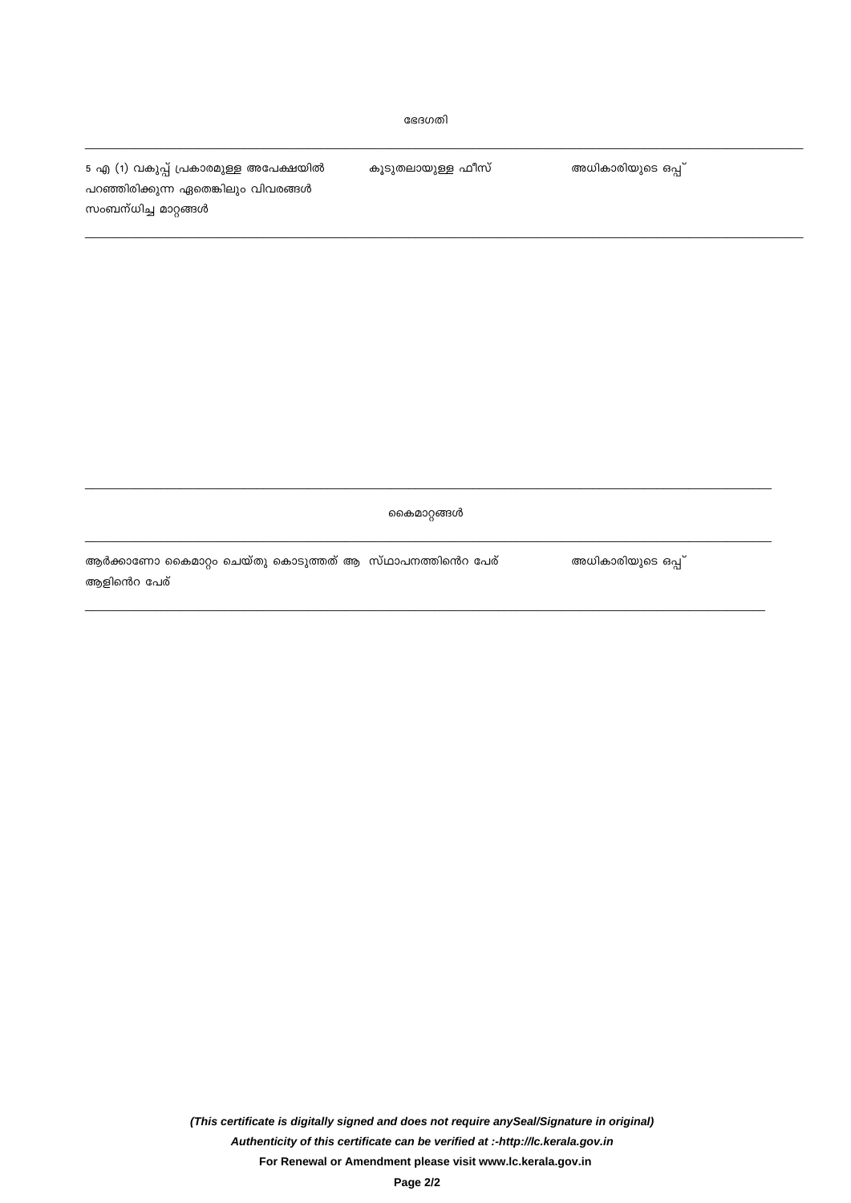ഭേദഗതി

| 5 എ (1) വകുപ്പ് പ്രകാരമുള്ള അപേക്ഷയിൽ പറഞ്ഞിരിക്കുന്ന ഏതെങ്കിലും വിവരങ്ങൾ സംബന്ധിച്ച മാറ്റങ്ങൾ | കൂടുതലായുള്ള ഫീസ് | അധികാരിയുടെ ഒപ്പ് |
| --- | --- | --- |

കൈമാറ്റങ്ങൾ

| ആർക്കാണോ കൈമാറ്റം ചെയ്തു കൊടുത്തത് ആ ആളിന്റെ പേര് | സ്ഥാപനത്തിന്റെ പേര് | അധികാരിയുടെ ഒപ്പ് |
| --- | --- | --- |

***(This certificate is digitally signed and does not require anySeal/Signature in original)***

***Authenticity of this certificate can be verified at :-http://lc.kerala.gov.in***

**For Renewal or Amendment please visit www.lc.kerala.gov.in**